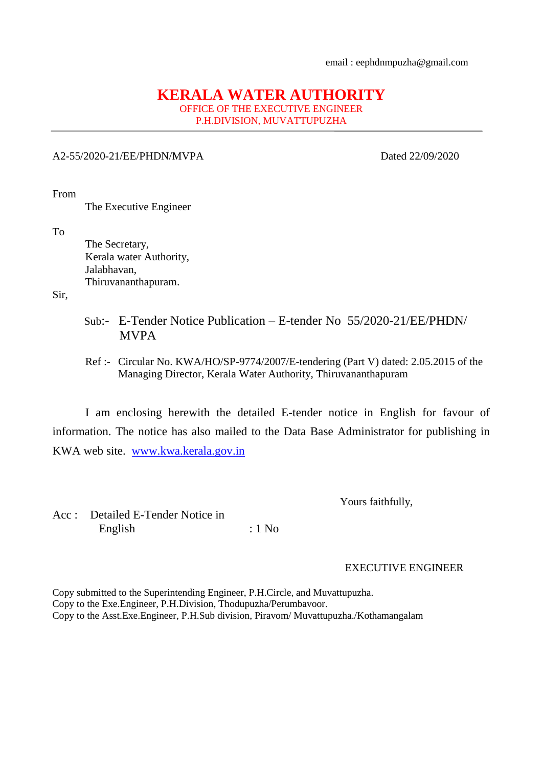email : eephdnmpuzha@gmail.com

# KERALA WATER AUTHORITY

OFFICE OF THE EXECUTIVE ENGINEER
P.H.DIVISION, MUVATTUPUZHA

---

A2-55/2020-21/EE/PHDN/MVPA Dated 22/09/2020

From

The Executive Engineer

To

The Secretary,
Kerala water Authority,
Jalabhavan,
Thiruvananthapuram.

Sir,

Sub:- E-Tender Notice Publication – E-tender No 55/2020-21/EE/PHDN/ MVPA

Ref :- Circular No. KWA/HO/SP-9774/2007/E-tendering (Part V) dated: 2.05.2015 of the Managing Director, Kerala Water Authority, Thiruvananthapuram

I am enclosing herewith the detailed E-tender notice in English for favour of information. The notice has also mailed to the Data Base Administrator for publishing in KWA web site. [www.kwa.kerala.gov.in](http://www.kwa.kerala.gov.in)

Yours faithfully,

Acc : Detailed E-Tender Notice in English : 1 No

EXECUTIVE ENGINEER

Copy submitted to the Superintending Engineer, P.H.Circle, and Muvattupuzha.
Copy to the Exe.Engineer, P.H.Division, Thodupuzha/Perumbavoor.
Copy to the Asst.Exe.Engineer, P.H.Sub division, Piravom/ Muvattupuzha./Kothamangalam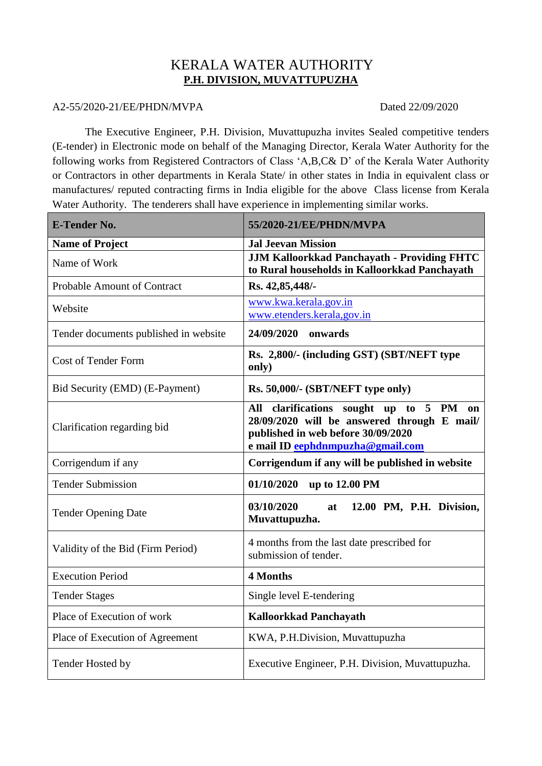# KERALA WATER AUTHORITY

## P.H. DIVISION, MUVATTUPUZHA

A2-55/2020-21/EE/PHDN/MVPA　　　　　　　　　　　　　　　Dated 22/09/2020

The Executive Engineer, P.H. Division, Muvattupuzha invites Sealed competitive tenders (E-tender) in Electronic mode on behalf of the Managing Director, Kerala Water Authority for the following works from Registered Contractors of Class 'A,B,C& D' of the Kerala Water Authority or Contractors in other departments in Kerala State/ in other states in India in equivalent class or manufactures/ reputed contracting firms in India eligible for the above Class license from Kerala Water Authority. The tenderers shall have experience in implementing similar works.

| **E-Tender No.** | **55/2020-21/EE/PHDN/MVPA** |
|---|---|
| **Name of Project** | **Jal Jeevan Mission** |
| Name of Work | **JJM Kalloorkkad Panchayath - Providing FHTC to Rural households in Kalloorkkad Panchayath** |
| Probable Amount of Contract | **Rs. 42,85,448/-** |
| Website | www.kwa.kerala.gov.in<br>www.etenders.kerala,gov.in |
| Tender documents published in website | **24/09/2020 onwards** |
| Cost of Tender Form | **Rs. 2,800/- (including GST) (SBT/NEFT type only)** |
| Bid Security (EMD) (E-Payment) | **Rs. 50,000/- (SBT/NEFT type only)** |
| Clarification regarding bid | **All clarifications sought up to 5 PM on 28/09/2020 will be answered through E mail/ published in web before 30/09/2020**<br>**e mail ID eephdnmpuzha@gmail.com** |
| Corrigendum if any | **Corrigendum if any will be published in website** |
| Tender Submission | **01/10/2020 up to 12.00 PM** |
| Tender Opening Date | **03/10/2020 at 12.00 PM, P.H. Division, Muvattupuzha.** |
| Validity of the Bid (Firm Period) | 4 months from the last date prescribed for submission of tender. |
| Execution Period | **4 Months** |
| Tender Stages | Single level E-tendering |
| Place of Execution of work | **Kalloorkkad Panchayath** |
| Place of Execution of Agreement | KWA, P.H.Division, Muvattupuzha |
| Tender Hosted by | Executive Engineer, P.H. Division, Muvattupuzha. |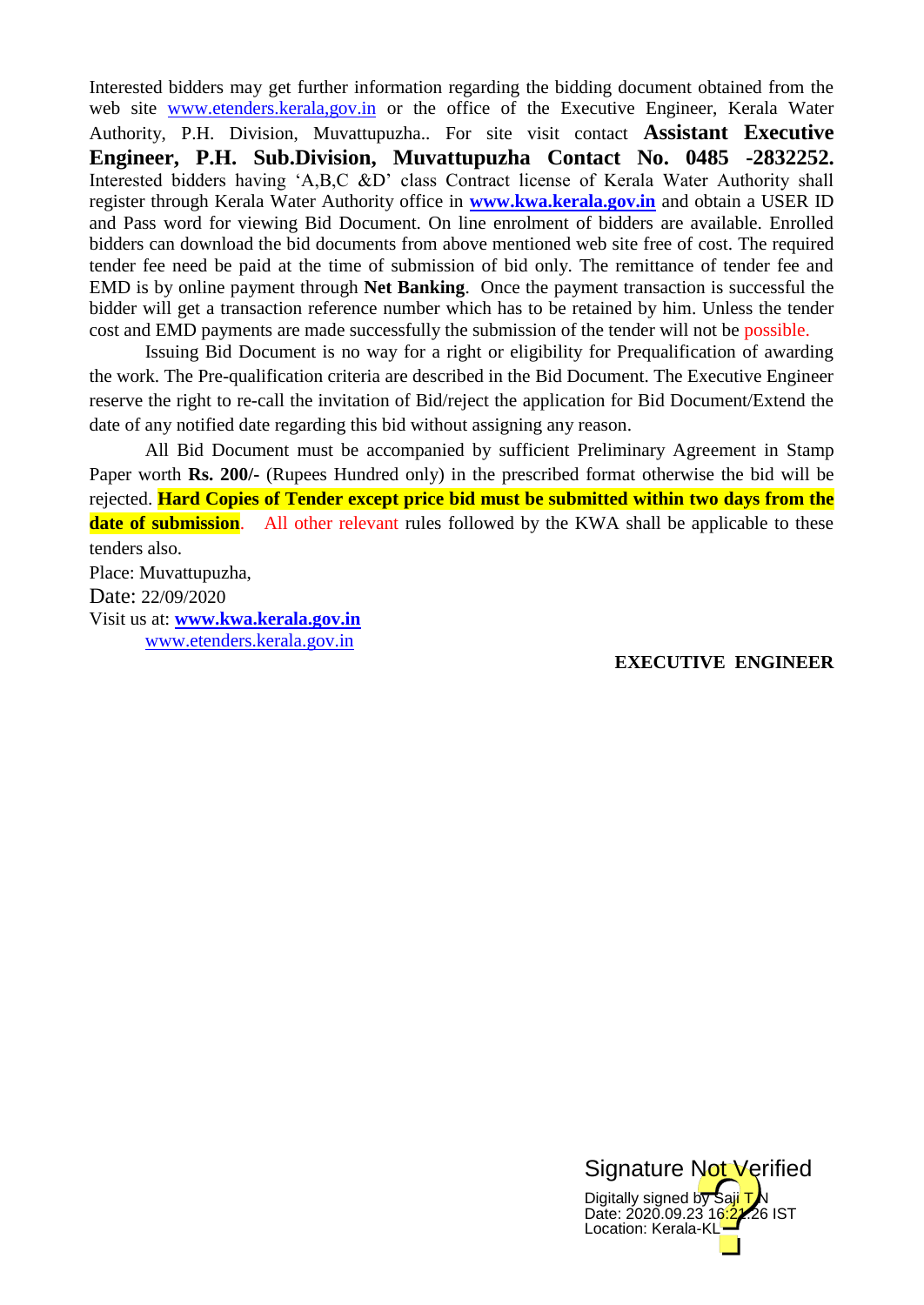Interested bidders may get further information regarding the bidding document obtained from the web site www.etenders.kerala,gov.in or the office of the Executive Engineer, Kerala Water Authority, P.H. Division, Muvattupuzha.. For site visit contact **Assistant Executive Engineer, P.H. Sub.Division, Muvattupuzha Contact No. 0485 -2832252.** Interested bidders having 'A,B,C &D' class Contract license of Kerala Water Authority shall register through Kerala Water Authority office in **www.kwa.kerala.gov.in** and obtain a USER ID and Pass word for viewing Bid Document. On line enrolment of bidders are available. Enrolled bidders can download the bid documents from above mentioned web site free of cost. The required tender fee need be paid at the time of submission of bid only. The remittance of tender fee and EMD is by online payment through **Net Banking**. Once the payment transaction is successful the bidder will get a transaction reference number which has to be retained by him. Unless the tender cost and EMD payments are made successfully the submission of the tender will not be possible.

Issuing Bid Document is no way for a right or eligibility for Prequalification of awarding the work. The Pre-qualification criteria are described in the Bid Document. The Executive Engineer reserve the right to re-call the invitation of Bid/reject the application for Bid Document/Extend the date of any notified date regarding this bid without assigning any reason.

All Bid Document must be accompanied by sufficient Preliminary Agreement in Stamp Paper worth **Rs. 200/-** (Rupees Hundred only) in the prescribed format otherwise the bid will be rejected. **Hard Copies of Tender except price bid must be submitted within two days from the date of submission**. All other relevant rules followed by the KWA shall be applicable to these tenders also.

Place: Muvattupuzha,

Date: 22/09/2020

Visit us at: **www.kwa.kerala.gov.in**

www.etenders.kerala.gov.in

**EXECUTIVE ENGINEER**

Signature Not Verified

Digitally signed by Saji T N
Date: 2020.09.23 16:21:26 IST
Location: Kerala-KL